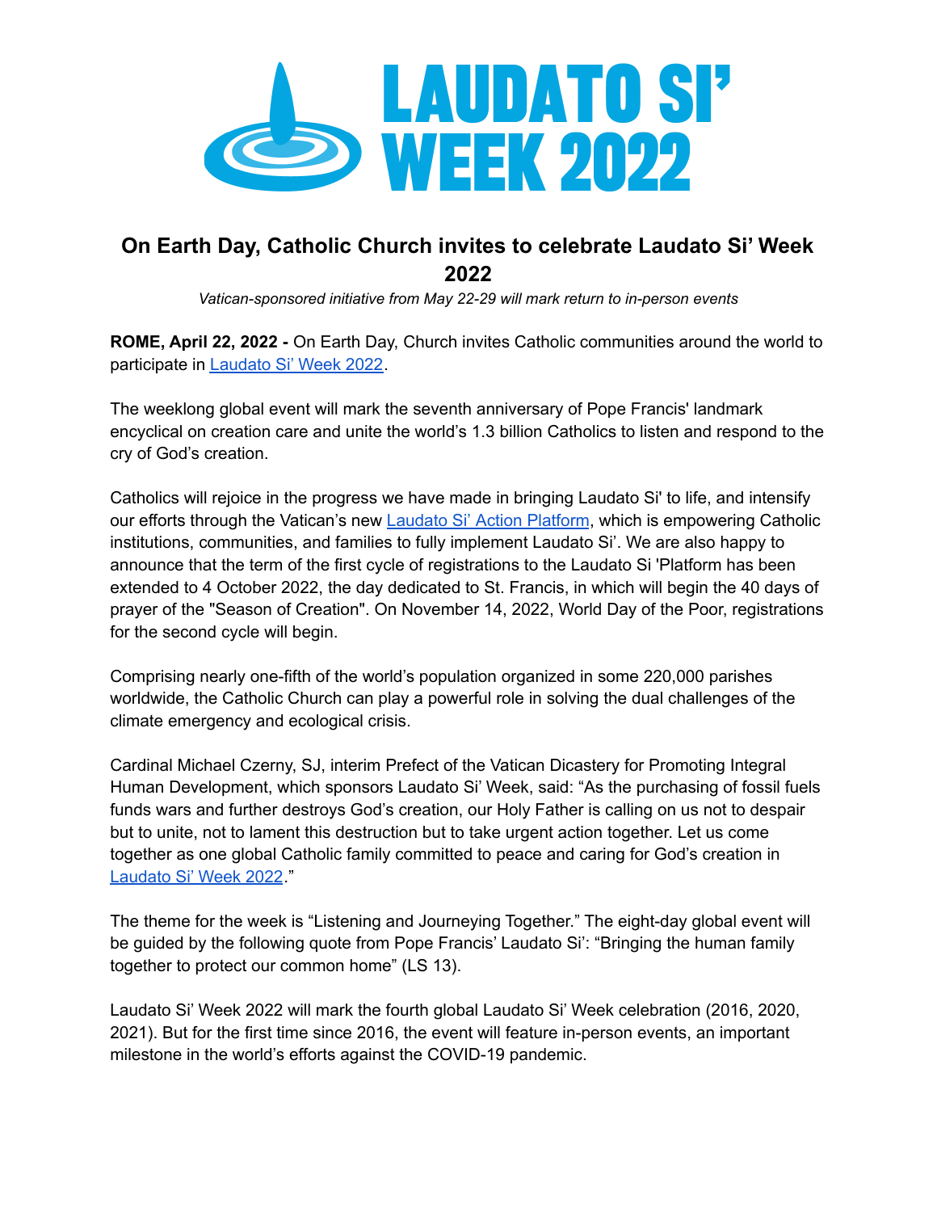# LAUDATO SI' WEEK 2022

## On Earth Day, Catholic Church invites to celebrate Laudato Si' Week 2022

*Vatican-sponsored initiative from May 22-29 will mark return to in-person events*

**ROME, April 22, 2022 -** On Earth Day, Church invites Catholic communities around the world to participate in Laudato Si' Week 2022.

The weeklong global event will mark the seventh anniversary of Pope Francis' landmark encyclical on creation care and unite the world's 1.3 billion Catholics to listen and respond to the cry of God's creation.

Catholics will rejoice in the progress we have made in bringing Laudato Si' to life, and intensify our efforts through the Vatican's new Laudato Si' Action Platform, which is empowering Catholic institutions, communities, and families to fully implement Laudato Si'. We are also happy to announce that the term of the first cycle of registrations to the Laudato Si 'Platform has been extended to 4 October 2022, the day dedicated to St. Francis, in which will begin the 40 days of prayer of the "Season of Creation". On November 14, 2022, World Day of the Poor, registrations for the second cycle will begin.

Comprising nearly one-fifth of the world's population organized in some 220,000 parishes worldwide, the Catholic Church can play a powerful role in solving the dual challenges of the climate emergency and ecological crisis.

Cardinal Michael Czerny, SJ, interim Prefect of the Vatican Dicastery for Promoting Integral Human Development, which sponsors Laudato Si' Week, said: "As the purchasing of fossil fuels funds wars and further destroys God's creation, our Holy Father is calling on us not to despair but to unite, not to lament this destruction but to take urgent action together. Let us come together as one global Catholic family committed to peace and caring for God's creation in Laudato Si' Week 2022."

The theme for the week is "Listening and Journeying Together." The eight-day global event will be guided by the following quote from Pope Francis' Laudato Si': "Bringing the human family together to protect our common home" (LS 13).

Laudato Si' Week 2022 will mark the fourth global Laudato Si' Week celebration (2016, 2020, 2021). But for the first time since 2016, the event will feature in-person events, an important milestone in the world's efforts against the COVID-19 pandemic.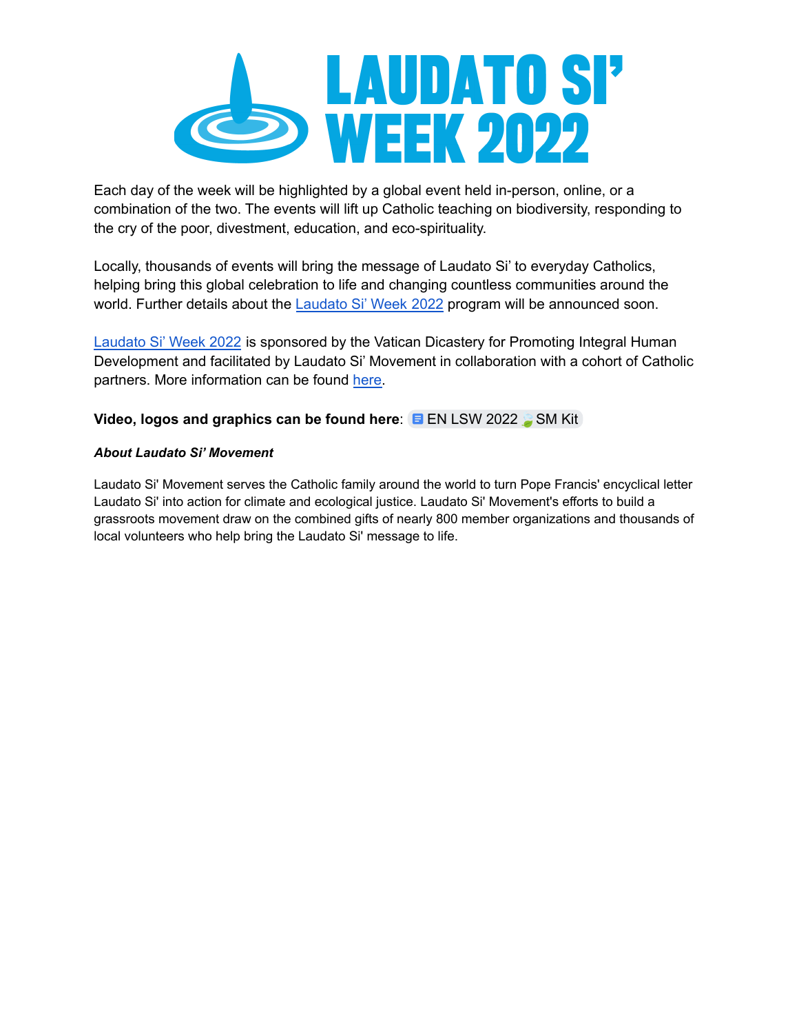# LAUDATO SI' WEEK 2022

Each day of the week will be highlighted by a global event held in-person, online, or a combination of the two. The events will lift up Catholic teaching on biodiversity, responding to the cry of the poor, divestment, education, and eco-spirituality.

Locally, thousands of events will bring the message of Laudato Si' to everyday Catholics, helping bring this global celebration to life and changing countless communities around the world. Further details about the Laudato Si' Week 2022 program will be announced soon.

Laudato Si' Week 2022 is sponsored by the Vatican Dicastery for Promoting Integral Human Development and facilitated by Laudato Si' Movement in collaboration with a cohort of Catholic partners. More information can be found here.

**Video, logos and graphics can be found here**: EN LSW 2022 🍃 SM Kit

***About Laudato Si' Movement***

Laudato Si' Movement serves the Catholic family around the world to turn Pope Francis' encyclical letter Laudato Si' into action for climate and ecological justice. Laudato Si' Movement's efforts to build a grassroots movement draw on the combined gifts of nearly 800 member organizations and thousands of local volunteers who help bring the Laudato Si' message to life.